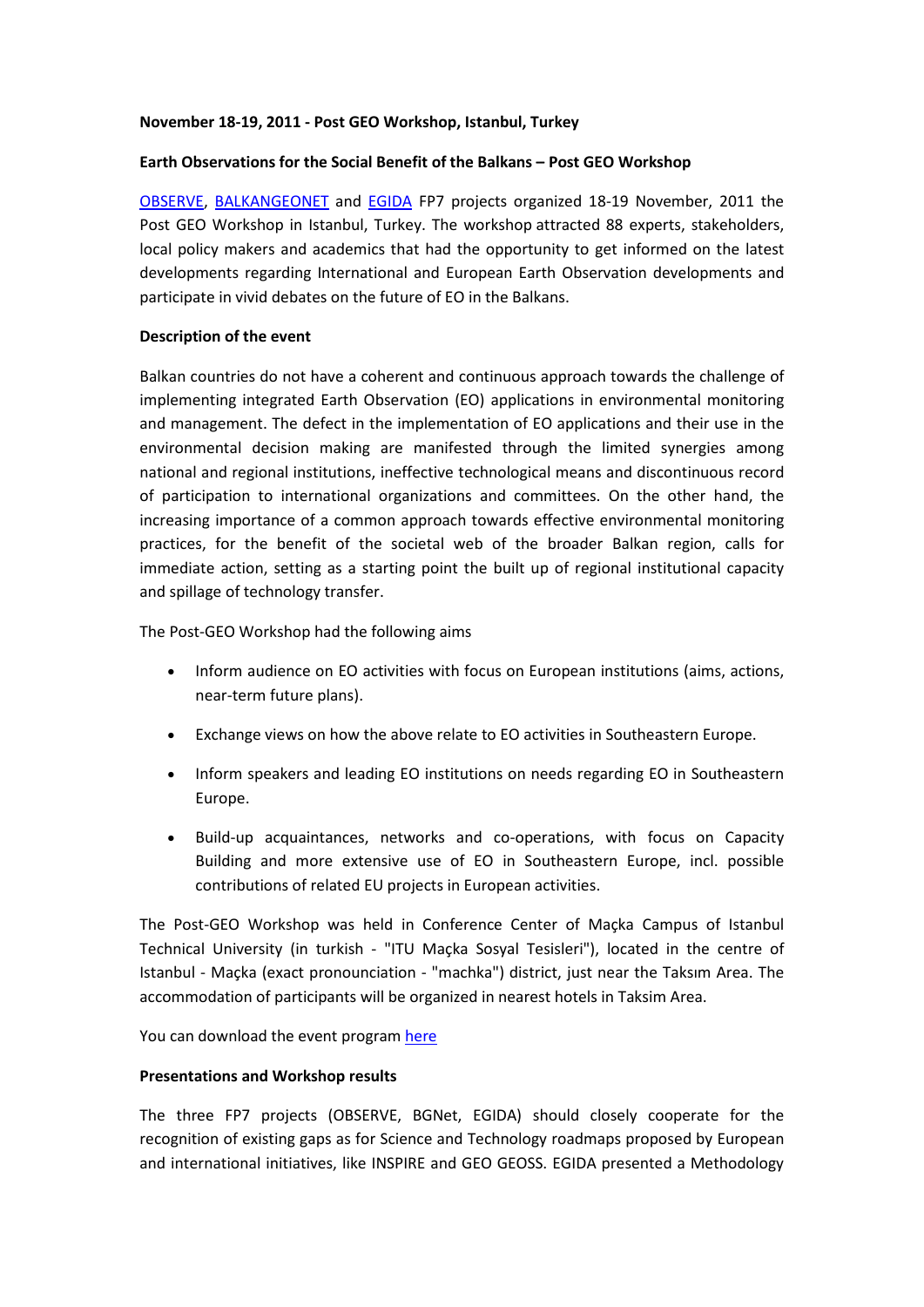**November 18-19, 2011 - Post GEO Workshop, Istanbul, Turkey**

**Earth Observations for the Social Benefit of the Balkans – Post GEO Workshop**

OBSERVE, BALKANGEONET and EGIDA FP7 projects organized 18-19 November, 2011 the Post GEO Workshop in Istanbul, Turkey. The workshop attracted 88 experts, stakeholders, local policy makers and academics that had the opportunity to get informed on the latest developments regarding International and European Earth Observation developments and participate in vivid debates on the future of EO in the Balkans.

**Description of the event**

Balkan countries do not have a coherent and continuous approach towards the challenge of implementing integrated Earth Observation (EO) applications in environmental monitoring and management. The defect in the implementation of EO applications and their use in the environmental decision making are manifested through the limited synergies among national and regional institutions, ineffective technological means and discontinuous record of participation to international organizations and committees. On the other hand, the increasing importance of a common approach towards effective environmental monitoring practices, for the benefit of the societal web of the broader Balkan region, calls for immediate action, setting as a starting point the built up of regional institutional capacity and spillage of technology transfer.

The Post-GEO Workshop had the following aims

- Inform audience on EO activities with focus on European institutions (aims, actions, near-term future plans).
- Exchange views on how the above relate to EO activities in Southeastern Europe.
- Inform speakers and leading EO institutions on needs regarding EO in Southeastern Europe.
- Build-up acquaintances, networks and co-operations, with focus on Capacity Building and more extensive use of EO in Southeastern Europe, incl. possible contributions of related EU projects in European activities.

The Post-GEO Workshop was held in Conference Center of Maçka Campus of Istanbul Technical University (in turkish - "ITU Maçka Sosyal Tesisleri"), located in the centre of Istanbul - Maçka (exact pronounciation - "machka") district, just near the Taksım Area. The accommodation of participants will be organized in nearest hotels in Taksim Area.

You can download the event program here

**Presentations and Workshop results**

The three FP7 projects (OBSERVE, BGNet, EGIDA) should closely cooperate for the recognition of existing gaps as for Science and Technology roadmaps proposed by European and international initiatives, like INSPIRE and GEO GEOSS. EGIDA presented a Methodology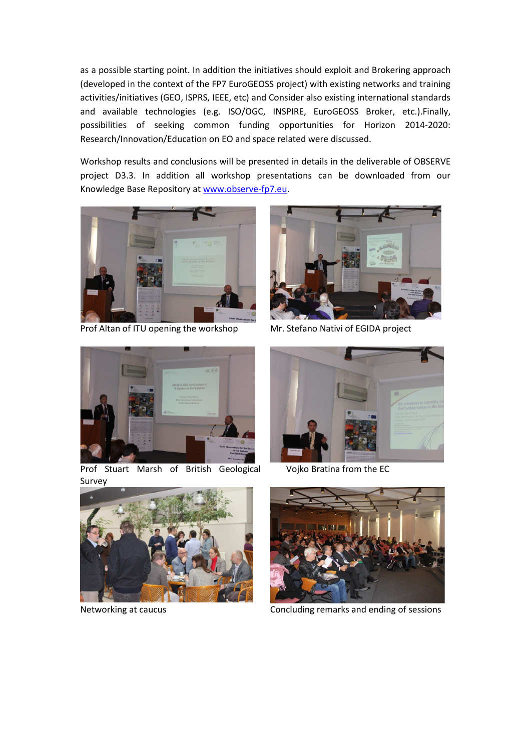as a possible starting point. In addition the initiatives should exploit and Brokering approach (developed in the context of the FP7 EuroGEOSS project) with existing networks and training activities/initiatives (GEO, ISPRS, IEEE, etc) and Consider also existing international standards and available technologies (e.g. ISO/OGC, INSPIRE, EuroGEOSS Broker, etc.).Finally, possibilities of seeking common funding opportunities for Horizon 2014-2020: Research/Innovation/Education on EO and space related were discussed.

Workshop results and conclusions will be presented in details in the deliverable of OBSERVE project D3.3. In addition all workshop presentations can be downloaded from our Knowledge Base Repository at www.observe-fp7.eu.

Prof Altan of ITU opening the workshop

Mr. Stefano Nativi of EGIDA project

Prof Stuart Marsh of British Geological Survey

Vojko Bratina from the EC

Networking at caucus

Concluding remarks and ending of sessions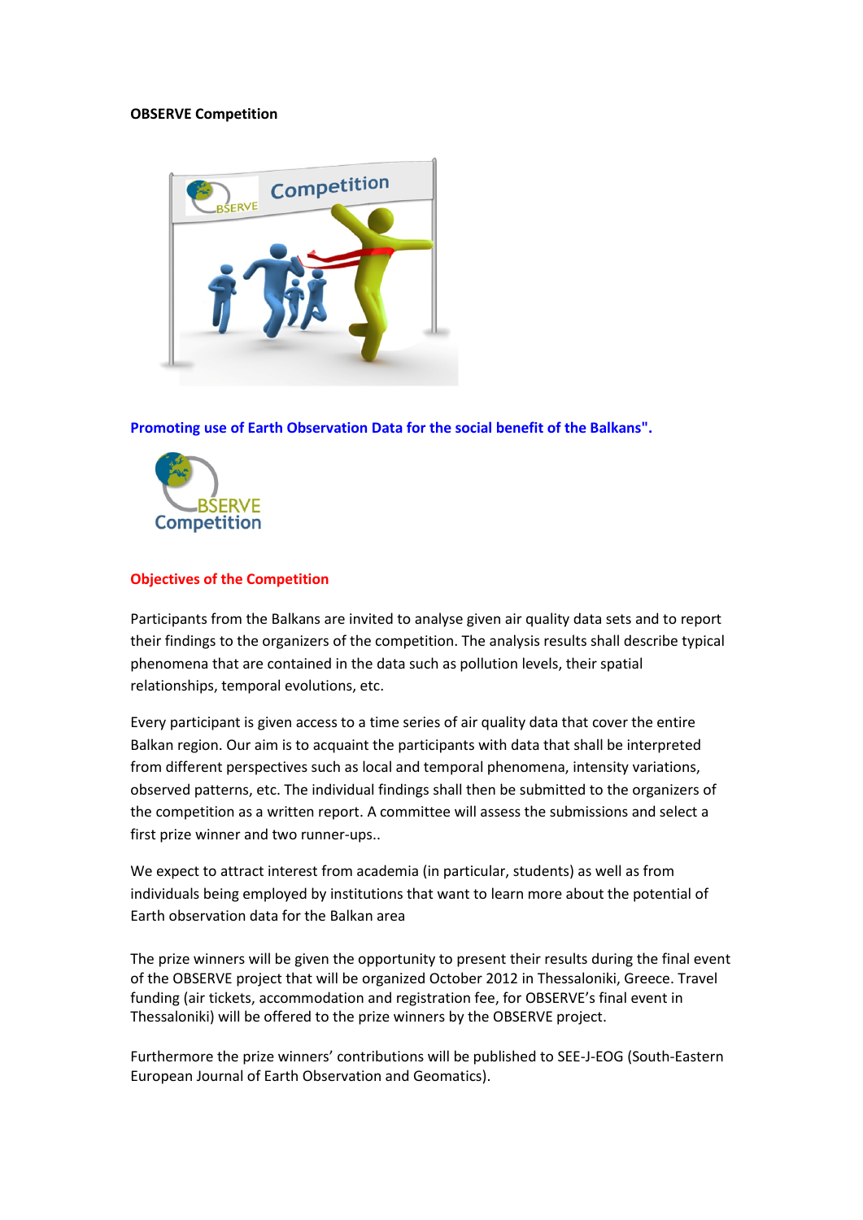**OBSERVE Competition**

**Promoting use of Earth Observation Data for the social benefit of the Balkans".**

**Objectives of the Competition**

Participants from the Balkans are invited to analyse given air quality data sets and to report their findings to the organizers of the competition. The analysis results shall describe typical phenomena that are contained in the data such as pollution levels, their spatial relationships, temporal evolutions, etc.

Every participant is given access to a time series of air quality data that cover the entire Balkan region. Our aim is to acquaint the participants with data that shall be interpreted from different perspectives such as local and temporal phenomena, intensity variations, observed patterns, etc. The individual findings shall then be submitted to the organizers of the competition as a written report. A committee will assess the submissions and select a first prize winner and two runner-ups..

We expect to attract interest from academia (in particular, students) as well as from individuals being employed by institutions that want to learn more about the potential of Earth observation data for the Balkan area

The prize winners will be given the opportunity to present their results during the final event of the OBSERVE project that will be organized October 2012 in Thessaloniki, Greece. Travel funding (air tickets, accommodation and registration fee, for OBSERVE's final event in Thessaloniki) will be offered to the prize winners by the OBSERVE project.

Furthermore the prize winners' contributions will be published to SEE-J-EOG (South-Eastern European Journal of Earth Observation and Geomatics).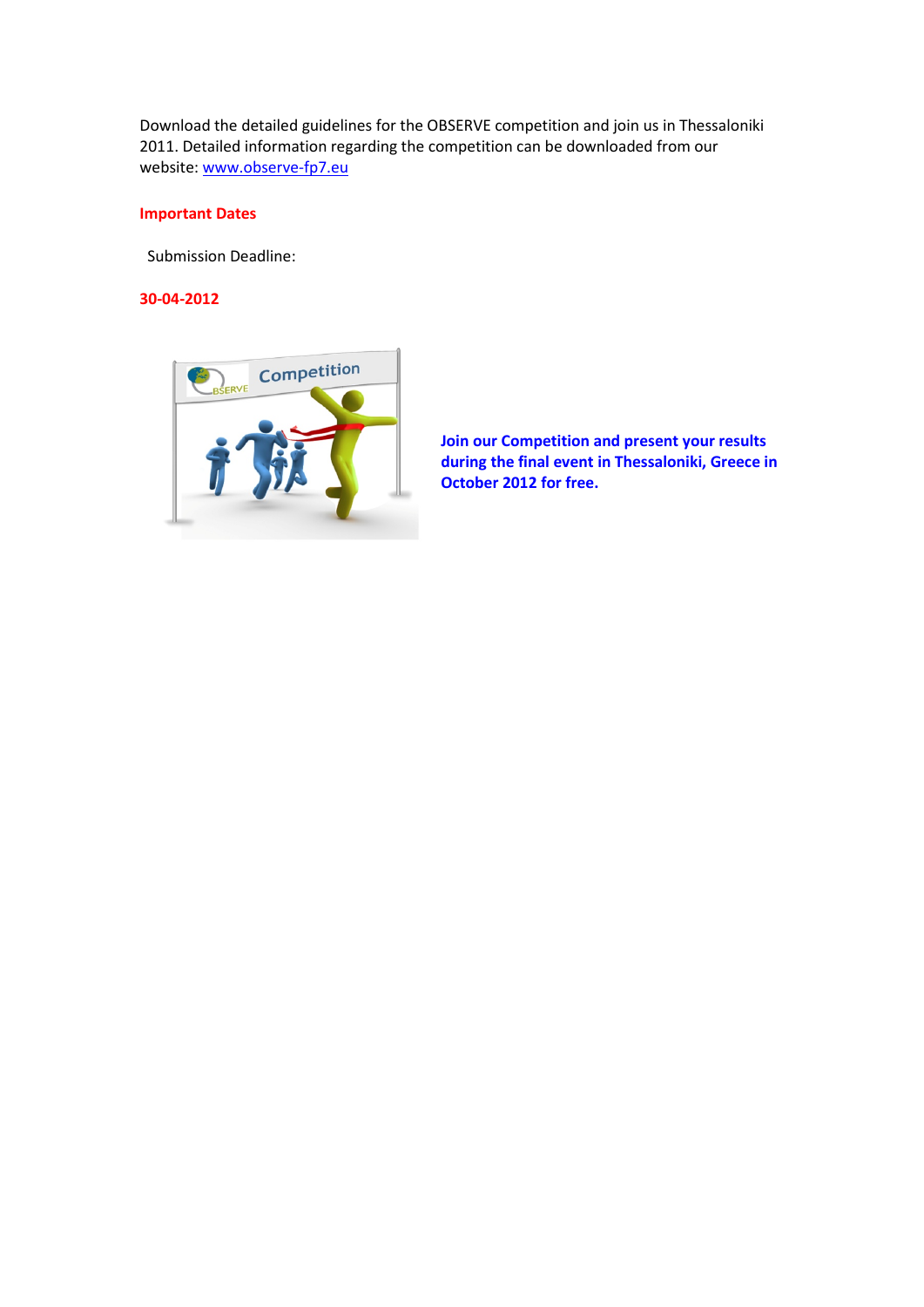Download the detailed guidelines for the OBSERVE competition and join us in Thessaloniki 2011. Detailed information regarding the competition can be downloaded from our website: [www.observe-fp7.eu](http://www.observe-fp7.eu)

**Important Dates**

Submission Deadline:

**30-04-2012**

**Join our Competition and present your results during the final event in Thessaloniki, Greece in October 2012 for free.**